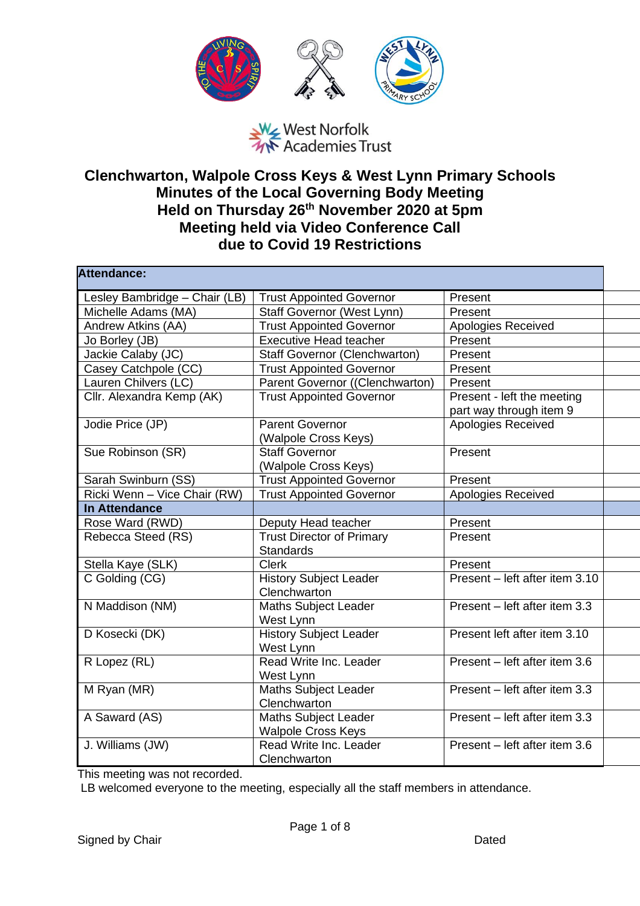West Norfolk Academies Trust

# Clenchwarton, Walpole Cross Keys & West Lynn Primary Schools
# Minutes of the Local Governing Body Meeting
# Held on Thursday 26th November 2020 at 5pm
# Meeting held via Video Conference Call
# due to Covid 19 Restrictions

| **Attendance:** | | |
|---|---|---|
| Lesley Bambridge – Chair (LB) | Trust Appointed Governor | Present |
| Michelle Adams (MA) | Staff Governor (West Lynn) | Present |
| Andrew Atkins (AA) | Trust Appointed Governor | Apologies Received |
| Jo Borley (JB) | Executive Head teacher | Present |
| Jackie Calaby (JC) | Staff Governor (Clenchwarton) | Present |
| Casey Catchpole (CC) | Trust Appointed Governor | Present |
| Lauren Chilvers (LC) | Parent Governor ((Clenchwarton) | Present |
| Cllr. Alexandra Kemp (AK) | Trust Appointed Governor | Present - left the meeting part way through item 9 |
| Jodie Price (JP) | Parent Governor (Walpole Cross Keys) | Apologies Received |
| Sue Robinson (SR) | Staff Governor (Walpole Cross Keys) | Present |
| Sarah Swinburn (SS) | Trust Appointed Governor | Present |
| Ricki Wenn – Vice Chair (RW) | Trust Appointed Governor | Apologies Received |
| **In Attendance** | | |
| Rose Ward (RWD) | Deputy Head teacher | Present |
| Rebecca Steed (RS) | Trust Director of Primary Standards | Present |
| Stella Kaye (SLK) | Clerk | Present |
| C Golding (CG) | History Subject Leader Clenchwarton | Present – left after item 3.10 |
| N Maddison (NM) | Maths Subject Leader West Lynn | Present – left after item 3.3 |
| D Kosecki (DK) | History Subject Leader West Lynn | Present left after item 3.10 |
| R Lopez (RL) | Read Write Inc. Leader West Lynn | Present – left after item 3.6 |
| M Ryan (MR) | Maths Subject Leader Clenchwarton | Present – left after item 3.3 |
| A Saward (AS) | Maths Subject Leader Walpole Cross Keys | Present – left after item 3.3 |
| J. Williams (JW) | Read Write Inc. Leader Clenchwarton | Present – left after item 3.6 |

This meeting was not recorded.

LB welcomed everyone to the meeting, especially all the staff members in attendance.

Signed by Chair                                                                                     Dated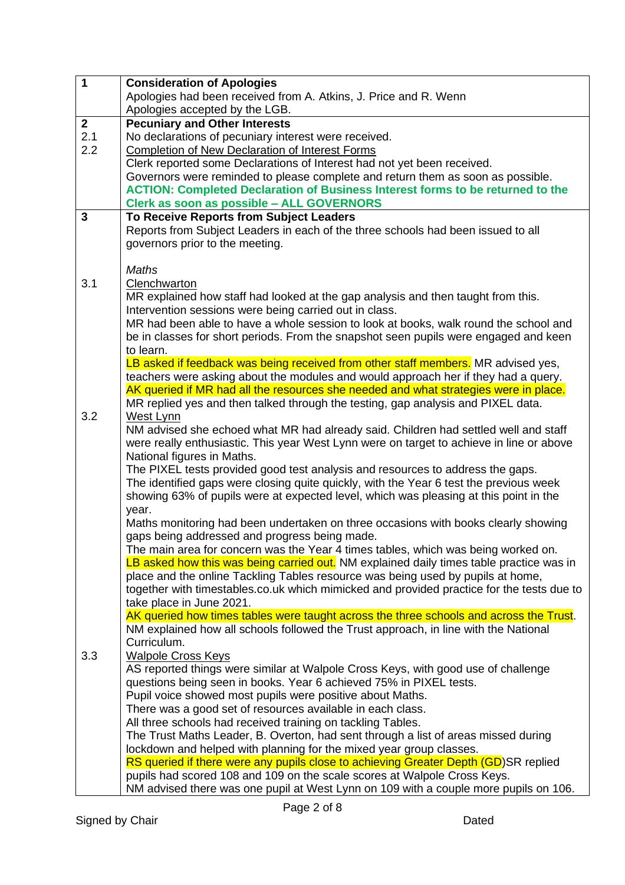| | |
|---|---|
| **1** | **Consideration of Apologies**<br>Apologies had been received from A. Atkins, J. Price and R. Wenn<br>Apologies accepted by the LGB. |
| **2**<br>2.1<br>2.2 | **Pecuniary and Other Interests**<br>No declarations of pecuniary interest were received.<br>Completion of New Declaration of Interest Forms<br>Clerk reported some Declarations of Interest had not yet been received.<br>Governors were reminded to please complete and return them as soon as possible.<br>**ACTION: Completed Declaration of Business Interest forms to be returned to the Clerk as soon as possible – ALL GOVERNORS** |
| **3** | **To Receive Reports from Subject Leaders**<br>Reports from Subject Leaders in each of the three schools had been issued to all governors prior to the meeting. |
| | *Maths* |
| 3.1 | Clenchwarton<br>MR explained how staff had looked at the gap analysis and then taught from this.<br>Intervention sessions were being carried out in class.<br>MR had been able to have a whole session to look at books, walk round the school and be in classes for short periods. From the snapshot seen pupils were engaged and keen to learn.<br>LB asked if feedback was being received from other staff members. MR advised yes, teachers were asking about the modules and would approach her if they had a query.<br>AK queried if MR had all the resources she needed and what strategies were in place.<br>MR replied yes and then talked through the testing, gap analysis and PIXEL data. |
| 3.2 | West Lynn<br>NM advised she echoed what MR had already said. Children had settled well and staff were really enthusiastic. This year West Lynn were on target to achieve in line or above National figures in Maths.<br>The PIXEL tests provided good test analysis and resources to address the gaps.<br>The identified gaps were closing quite quickly, with the Year 6 test the previous week showing 63% of pupils were at expected level, which was pleasing at this point in the year.<br>Maths monitoring had been undertaken on three occasions with books clearly showing gaps being addressed and progress being made.<br>The main area for concern was the Year 4 times tables, which was being worked on.<br>LB asked how this was being carried out. NM explained daily times table practice was in place and the online Tackling Tables resource was being used by pupils at home, together with timestables.co.uk which mimicked and provided practice for the tests due to take place in June 2021.<br>AK queried how times tables were taught across the three schools and across the Trust.<br>NM explained how all schools followed the Trust approach, in line with the National Curriculum. |
| 3.3 | Walpole Cross Keys<br>AS reported things were similar at Walpole Cross Keys, with good use of challenge questions being seen in books. Year 6 achieved 75% in PIXEL tests.<br>Pupil voice showed most pupils were positive about Maths.<br>There was a good set of resources available in each class.<br>All three schools had received training on tackling Tables.<br>The Trust Maths Leader, B. Overton, had sent through a list of areas missed during lockdown and helped with planning for the mixed year group classes.<br>RS queried if there were any pupils close to achieving Greater Depth (GD)SR replied pupils had scored 108 and 109 on the scale scores at Walpole Cross Keys.<br>NM advised there was one pupil at West Lynn on 109 with a couple more pupils on 106. |

Signed by Chair Dated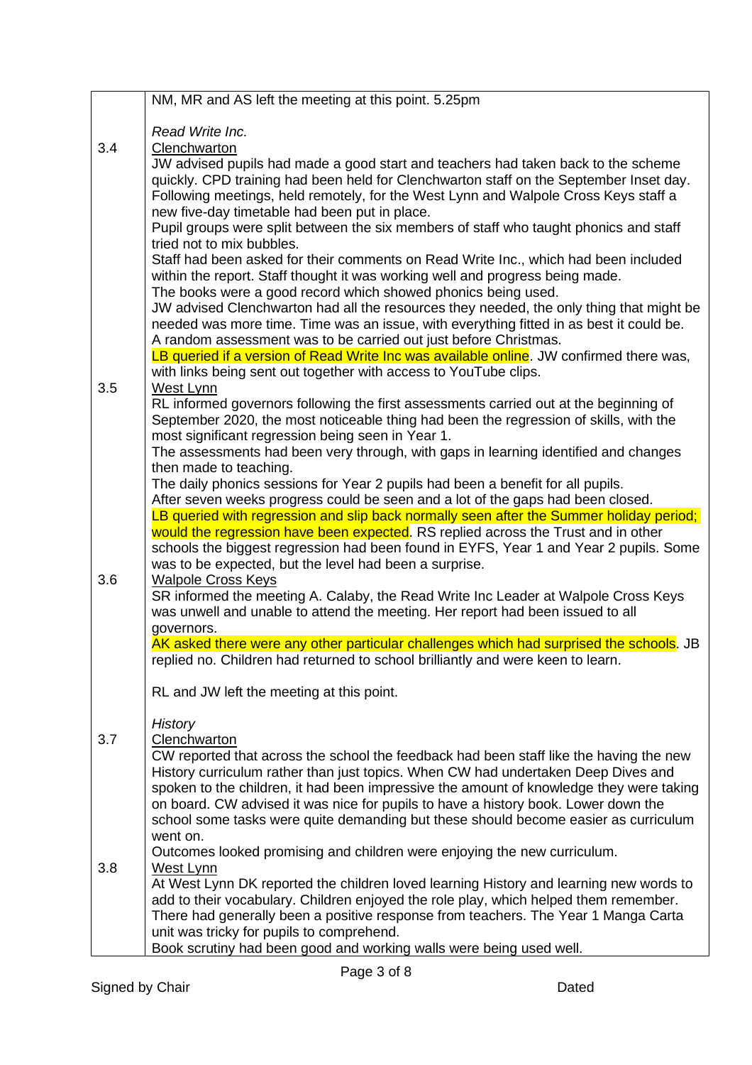| | |
|---|---|
| | NM, MR and AS left the meeting at this point. 5.25pm |
| | *Read Write Inc.* |
| 3.4 | <u>Clenchwarton</u><br>JW advised pupils had made a good start and teachers had taken back to the scheme quickly. CPD training had been held for Clenchwarton staff on the September Inset day. Following meetings, held remotely, for the West Lynn and Walpole Cross Keys staff a new five-day timetable had been put in place.<br>Pupil groups were split between the six members of staff who taught phonics and staff tried not to mix bubbles.<br>Staff had been asked for their comments on Read Write Inc., which had been included within the report. Staff thought it was working well and progress being made.<br>The books were a good record which showed phonics being used.<br>JW advised Clenchwarton had all the resources they needed, the only thing that might be needed was more time. Time was an issue, with everything fitted in as best it could be.<br>A random assessment was to be carried out just before Christmas.<br>LB queried if a version of Read Write Inc was available online. JW confirmed there was, with links being sent out together with access to YouTube clips. |
| 3.5 | <u>West Lynn</u><br>RL informed governors following the first assessments carried out at the beginning of September 2020, the most noticeable thing had been the regression of skills, with the most significant regression being seen in Year 1.<br>The assessments had been very through, with gaps in learning identified and changes then made to teaching.<br>The daily phonics sessions for Year 2 pupils had been a benefit for all pupils.<br>After seven weeks progress could be seen and a lot of the gaps had been closed.<br>LB queried with regression and slip back normally seen after the Summer holiday period; would the regression have been expected. RS replied across the Trust and in other schools the biggest regression had been found in EYFS, Year 1 and Year 2 pupils. Some was to be expected, but the level had been a surprise. |
| 3.6 | <u>Walpole Cross Keys</u><br>SR informed the meeting A. Calaby, the Read Write Inc Leader at Walpole Cross Keys was unwell and unable to attend the meeting. Her report had been issued to all governors.<br>AK asked there were any other particular challenges which had surprised the schools. JB replied no. Children had returned to school brilliantly and were keen to learn. |
| | RL and JW left the meeting at this point. |
| | *History* |
| 3.7 | <u>Clenchwarton</u><br>CW reported that across the school the feedback had been staff like the having the new History curriculum rather than just topics. When CW had undertaken Deep Dives and spoken to the children, it had been impressive the amount of knowledge they were taking on board. CW advised it was nice for pupils to have a history book. Lower down the school some tasks were quite demanding but these should become easier as curriculum went on.<br>Outcomes looked promising and children were enjoying the new curriculum. |
| 3.8 | <u>West Lynn</u><br>At West Lynn DK reported the children loved learning History and learning new words to add to their vocabulary. Children enjoyed the role play, which helped them remember. There had generally been a positive response from teachers. The Year 1 Manga Carta unit was tricky for pupils to comprehend.<br>Book scrutiny had been good and working walls were being used well. |

Signed by Chair Dated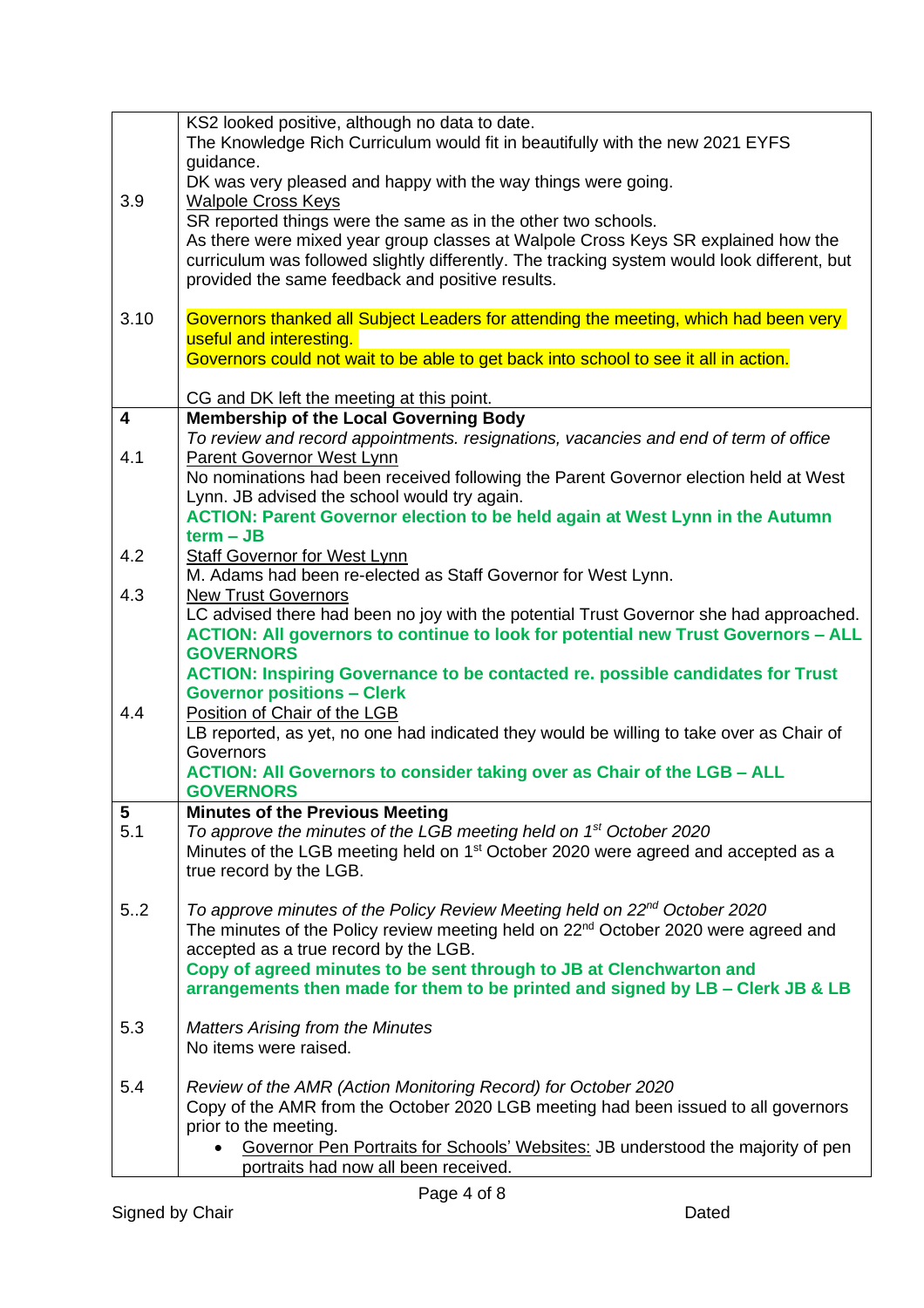| | |
|---|---|
| 3.9 | KS2 looked positive, although no data to date.<br>The Knowledge Rich Curriculum would fit in beautifully with the new 2021 EYFS guidance.<br>DK was very pleased and happy with the way things were going.<br>Walpole Cross Keys<br>SR reported things were the same as in the other two schools.<br>As there were mixed year group classes at Walpole Cross Keys SR explained how the curriculum was followed slightly differently. The tracking system would look different, but provided the same feedback and positive results. |
| 3.10 | Governors thanked all Subject Leaders for attending the meeting, which had been very useful and interesting.<br>Governors could not wait to be able to get back into school to see it all in action.<br><br>CG and DK left the meeting at this point. |
| **4** | **Membership of the Local Governing Body**<br>*To review and record appointments. resignations, vacancies and end of term of office* |
| 4.1 | Parent Governor West Lynn<br>No nominations had been received following the Parent Governor election held at West Lynn. JB advised the school would try again.<br>**ACTION: Parent Governor election to be held again at West Lynn in the Autumn term – JB** |
| 4.2 | Staff Governor for West Lynn<br>M. Adams had been re-elected as Staff Governor for West Lynn. |
| 4.3 | New Trust Governors<br>LC advised there had been no joy with the potential Trust Governor she had approached.<br>**ACTION: All governors to continue to look for potential new Trust Governors – ALL GOVERNORS**<br>**ACTION: Inspiring Governance to be contacted re. possible candidates for Trust Governor positions – Clerk** |
| 4.4 | Position of Chair of the LGB<br>LB reported, as yet, no one had indicated they would be willing to take over as Chair of Governors<br>**ACTION: All Governors to consider taking over as Chair of the LGB – ALL GOVERNORS** |
| **5**<br>5.1 | **Minutes of the Previous Meeting**<br>*To approve the minutes of the LGB meeting held on 1st October 2020*<br>Minutes of the LGB meeting held on 1st October 2020 were agreed and accepted as a true record by the LGB. |
| 5..2 | *To approve minutes of the Policy Review Meeting held on 22nd October 2020*<br>The minutes of the Policy review meeting held on 22nd October 2020 were agreed and accepted as a true record by the LGB.<br>**Copy of agreed minutes to be sent through to JB at Clenchwarton and arrangements then made for them to be printed and signed by LB – Clerk JB & LB** |
| 5.3 | *Matters Arising from the Minutes*<br>No items were raised. |
| 5.4 | *Review of the AMR (Action Monitoring Record) for October 2020*<br>Copy of the AMR from the October 2020 LGB meeting had been issued to all governors prior to the meeting.<br>• Governor Pen Portraits for Schools' Websites: JB understood the majority of pen portraits had now all been received. |

Signed by Chair                                                                 Dated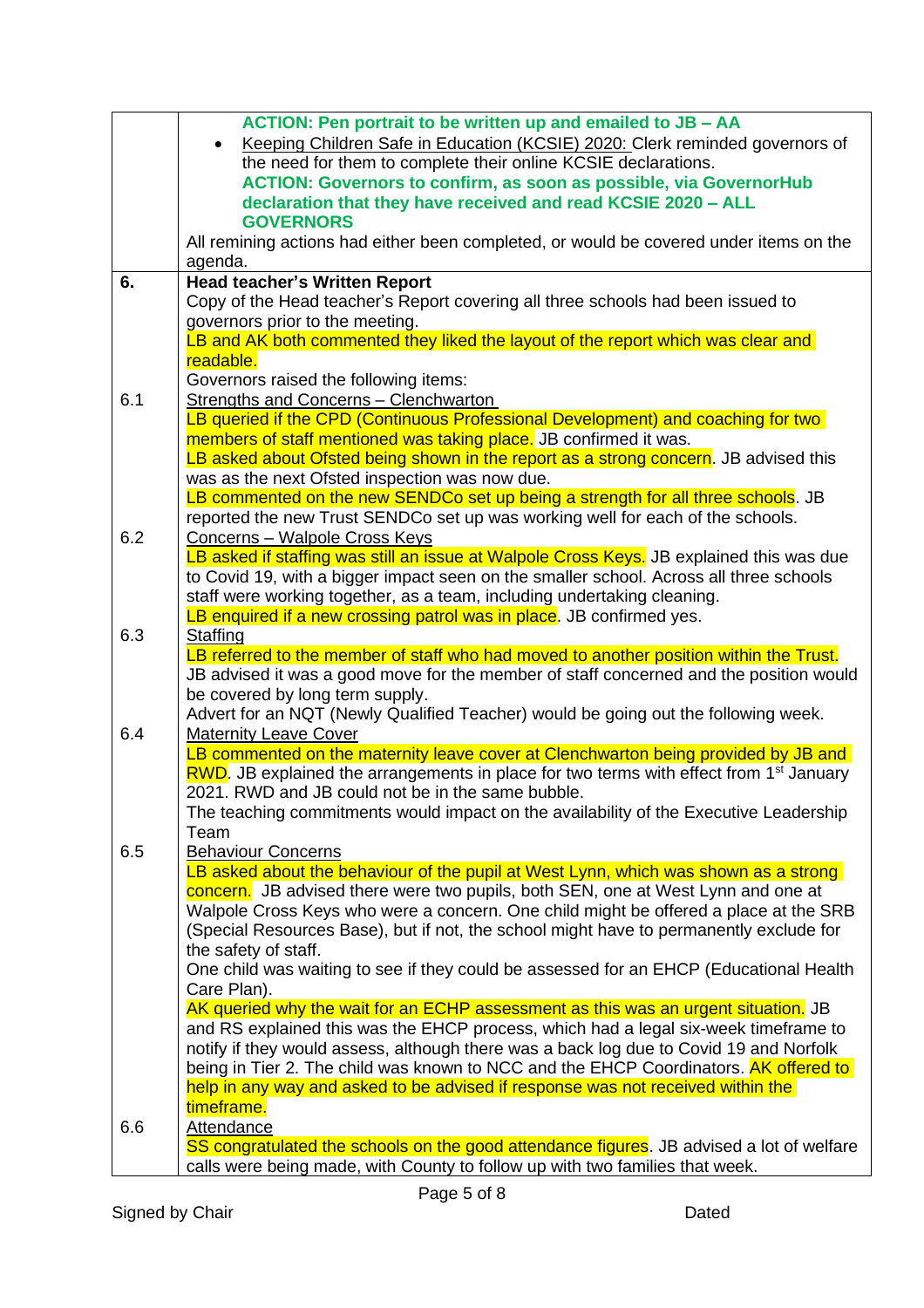| | |
|---|---|
| | **ACTION: Pen portrait to be written up and emailed to JB – AA**<br>• Keeping Children Safe in Education (KCSIE) 2020: Clerk reminded governors of the need for them to complete their online KCSIE declarations.<br>**ACTION: Governors to confirm, as soon as possible, via GovernorHub declaration that they have received and read KCSIE 2020 – ALL GOVERNORS**<br>All remining actions had either been completed, or would be covered under items on the agenda. |
| **6.** | **Head teacher's Written Report**<br>Copy of the Head teacher's Report covering all three schools had been issued to governors prior to the meeting.<br>LB and AK both commented they liked the layout of the report which was clear and readable.<br>Governors raised the following items: |
| 6.1 | Strengths and Concerns – Clenchwarton<br>LB queried if the CPD (Continuous Professional Development) and coaching for two members of staff mentioned was taking place. JB confirmed it was.<br>LB asked about Ofsted being shown in the report as a strong concern. JB advised this was as the next Ofsted inspection was now due.<br>LB commented on the new SENDCo set up being a strength for all three schools. JB reported the new Trust SENDCo set up was working well for each of the schools. |
| 6.2 | Concerns – Walpole Cross Keys<br>LB asked if staffing was still an issue at Walpole Cross Keys. JB explained this was due to Covid 19, with a bigger impact seen on the smaller school. Across all three schools staff were working together, as a team, including undertaking cleaning.<br>LB enquired if a new crossing patrol was in place. JB confirmed yes. |
| 6.3 | Staffing<br>LB referred to the member of staff who had moved to another position within the Trust. JB advised it was a good move for the member of staff concerned and the position would be covered by long term supply.<br>Advert for an NQT (Newly Qualified Teacher) would be going out the following week. |
| 6.4 | Maternity Leave Cover<br>LB commented on the maternity leave cover at Clenchwarton being provided by JB and RWD. JB explained the arrangements in place for two terms with effect from 1st January 2021. RWD and JB could not be in the same bubble.<br>The teaching commitments would impact on the availability of the Executive Leadership Team |
| 6.5 | Behaviour Concerns<br>LB asked about the behaviour of the pupil at West Lynn, which was shown as a strong concern. JB advised there were two pupils, both SEN, one at West Lynn and one at Walpole Cross Keys who were a concern. One child might be offered a place at the SRB (Special Resources Base), but if not, the school might have to permanently exclude for the safety of staff.<br>One child was waiting to see if they could be assessed for an EHCP (Educational Health Care Plan).<br>AK queried why the wait for an ECHP assessment as this was an urgent situation. JB and RS explained this was the EHCP process, which had a legal six-week timeframe to notify if they would assess, although there was a back log due to Covid 19 and Norfolk being in Tier 2. The child was known to NCC and the EHCP Coordinators. AK offered to help in any way and asked to be advised if response was not received within the timeframe. |
| 6.6 | Attendance<br>SS congratulated the schools on the good attendance figures. JB advised a lot of welfare calls were being made, with County to follow up with two families that week. |

Signed by Chair Dated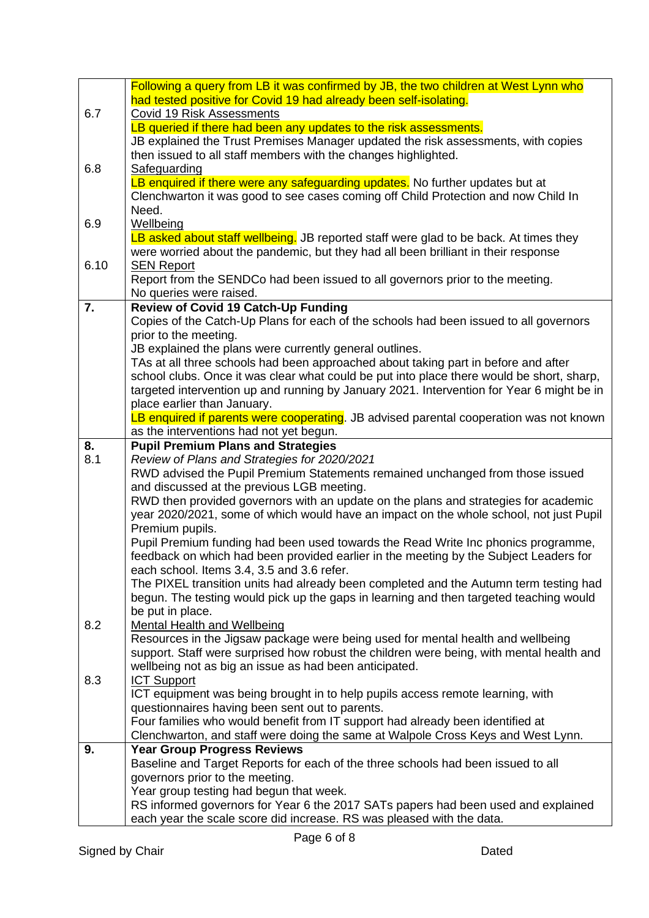| | |
|---|---|
| | Following a query from LB it was confirmed by JB, the two children at West Lynn who had tested positive for Covid 19 had already been self-isolating. |
| 6.7 | <u>Covid 19 Risk Assessments</u><br>LB queried if there had been any updates to the risk assessments.<br>JB explained the Trust Premises Manager updated the risk assessments, with copies then issued to all staff members with the changes highlighted. |
| 6.8 | <u>Safeguarding</u><br>LB enquired if there were any safeguarding updates. No further updates but at Clenchwarton it was good to see cases coming off Child Protection and now Child In Need. |
| 6.9 | <u>Wellbeing</u><br>LB asked about staff wellbeing. JB reported staff were glad to be back. At times they were worried about the pandemic, but they had all been brilliant in their response |
| 6.10 | <u>SEN Report</u><br>Report from the SENDCo had been issued to all governors prior to the meeting.<br>No queries were raised. |
| **7.** | **Review of Covid 19 Catch-Up Funding**<br>Copies of the Catch-Up Plans for each of the schools had been issued to all governors prior to the meeting.<br>JB explained the plans were currently general outlines.<br>TAs at all three schools had been approached about taking part in before and after school clubs. Once it was clear what could be put into place there would be short, sharp, targeted intervention up and running by January 2021. Intervention for Year 6 might be in place earlier than January.<br>LB enquired if parents were cooperating. JB advised parental cooperation was not known as the interventions had not yet begun. |
| **8.**<br>8.1 | **Pupil Premium Plans and Strategies**<br>*Review of Plans and Strategies for 2020/2021*<br>RWD advised the Pupil Premium Statements remained unchanged from those issued and discussed at the previous LGB meeting.<br>RWD then provided governors with an update on the plans and strategies for academic year 2020/2021, some of which would have an impact on the whole school, not just Pupil Premium pupils.<br>Pupil Premium funding had been used towards the Read Write Inc phonics programme, feedback on which had been provided earlier in the meeting by the Subject Leaders for each school. Items 3.4, 3.5 and 3.6 refer.<br>The PIXEL transition units had already been completed and the Autumn term testing had begun. The testing would pick up the gaps in learning and then targeted teaching would be put in place. |
| 8.2 | <u>Mental Health and Wellbeing</u><br>Resources in the Jigsaw package were being used for mental health and wellbeing support. Staff were surprised how robust the children were being, with mental health and wellbeing not as big an issue as had been anticipated. |
| 8.3 | <u>ICT Support</u><br>ICT equipment was being brought in to help pupils access remote learning, with questionnaires having been sent out to parents.<br>Four families who would benefit from IT support had already been identified at Clenchwarton, and staff were doing the same at Walpole Cross Keys and West Lynn. |
| **9.** | **Year Group Progress Reviews**<br>Baseline and Target Reports for each of the three schools had been issued to all governors prior to the meeting.<br>Year group testing had begun that week.<br>RS informed governors for Year 6 the 2017 SATs papers had been used and explained each year the scale score did increase. RS was pleased with the data. |

Signed by Chair Dated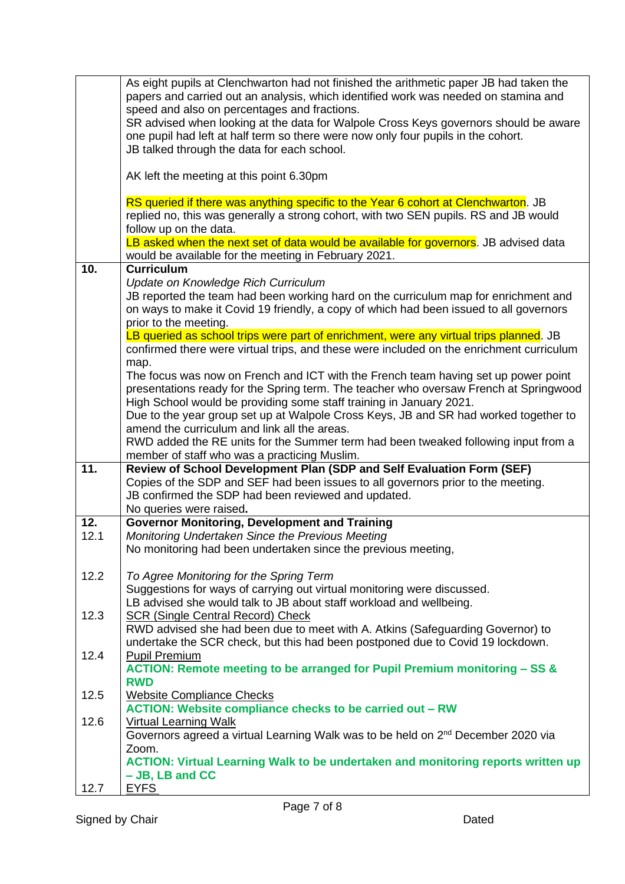| | |
|---|---|
| | As eight pupils at Clenchwarton had not finished the arithmetic paper JB had taken the papers and carried out an analysis, which identified work was needed on stamina and speed and also on percentages and fractions.<br>SR advised when looking at the data for Walpole Cross Keys governors should be aware one pupil had left at half term so there were now only four pupils in the cohort.<br>JB talked through the data for each school.<br><br>AK left the meeting at this point 6.30pm<br><br>RS queried if there was anything specific to the Year 6 cohort at Clenchwarton. JB replied no, this was generally a strong cohort, with two SEN pupils. RS and JB would follow up on the data.<br>LB asked when the next set of data would be available for governors. JB advised data would be available for the meeting in February 2021. |
| **10.** | **Curriculum**<br>*Update on Knowledge Rich Curriculum*<br>JB reported the team had been working hard on the curriculum map for enrichment and on ways to make it Covid 19 friendly, a copy of which had been issued to all governors prior to the meeting.<br>LB queried as school trips were part of enrichment, were any virtual trips planned. JB confirmed there were virtual trips, and these were included on the enrichment curriculum map.<br>The focus was now on French and ICT with the French team having set up power point presentations ready for the Spring term. The teacher who oversaw French at Springwood High School would be providing some staff training in January 2021.<br>Due to the year group set up at Walpole Cross Keys, JB and SR had worked together to amend the curriculum and link all the areas.<br>RWD added the RE units for the Summer term had been tweaked following input from a member of staff who was a practicing Muslim. |
| **11.** | **Review of School Development Plan (SDP and Self Evaluation Form (SEF)**<br>Copies of the SDP and SEF had been issues to all governors prior to the meeting.<br>JB confirmed the SDP had been reviewed and updated.<br>No queries were raised**.** |
| **12.**<br>12.1 | **Governor Monitoring, Development and Training**<br>*Monitoring Undertaken Since the Previous Meeting*<br>No monitoring had been undertaken since the previous meeting, |
| 12.2 | *To Agree Monitoring for the Spring Term*<br>Suggestions for ways of carrying out virtual monitoring were discussed.<br>LB advised she would talk to JB about staff workload and wellbeing. |
| 12.3 | SCR (Single Central Record) Check<br>RWD advised she had been due to meet with A. Atkins (Safeguarding Governor) to undertake the SCR check, but this had been postponed due to Covid 19 lockdown. |
| 12.4 | Pupil Premium<br>**ACTION: Remote meeting to be arranged for Pupil Premium monitoring – SS & RWD** |
| 12.5 | Website Compliance Checks<br>**ACTION: Website compliance checks to be carried out – RW** |
| 12.6 | Virtual Learning Walk<br>Governors agreed a virtual Learning Walk was to be held on 2nd December 2020 via Zoom.<br>**ACTION: Virtual Learning Walk to be undertaken and monitoring reports written up – JB, LB and CC** |
| 12.7 | EYFS |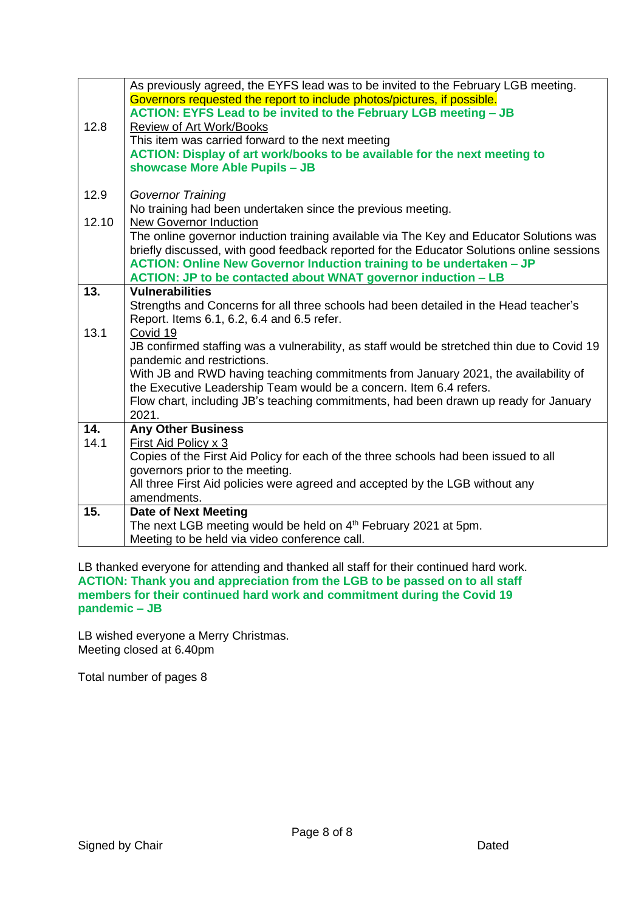| | |
|---|---|
| | As previously agreed, the EYFS lead was to be invited to the February LGB meeting. Governors requested the report to include photos/pictures, if possible.<br>**ACTION: EYFS Lead to be invited to the February LGB meeting – JB** |
| 12.8 | Review of Art Work/Books<br>This item was carried forward to the next meeting<br>**ACTION: Display of art work/books to be available for the next meeting to showcase More Able Pupils – JB** |
| 12.9 | *Governor Training*<br>No training had been undertaken since the previous meeting. |
| 12.10 | New Governor Induction<br>The online governor induction training available via The Key and Educator Solutions was briefly discussed, with good feedback reported for the Educator Solutions online sessions<br>**ACTION: Online New Governor Induction training to be undertaken – JP**<br>**ACTION: JP to be contacted about WNAT governor induction – LB** |
| **13.** | **Vulnerabilities**<br>Strengths and Concerns for all three schools had been detailed in the Head teacher's Report. Items 6.1, 6.2, 6.4 and 6.5 refer. |
| 13.1 | Covid 19<br>JB confirmed staffing was a vulnerability, as staff would be stretched thin due to Covid 19 pandemic and restrictions.<br>With JB and RWD having teaching commitments from January 2021, the availability of the Executive Leadership Team would be a concern. Item 6.4 refers.<br>Flow chart, including JB's teaching commitments, had been drawn up ready for January 2021. |
| **14.** | **Any Other Business** |
| 14.1 | First Aid Policy x 3<br>Copies of the First Aid Policy for each of the three schools had been issued to all governors prior to the meeting.<br>All three First Aid policies were agreed and accepted by the LGB without any amendments. |
| **15.** | **Date of Next Meeting**<br>The next LGB meeting would be held on 4th February 2021 at 5pm.<br>Meeting to be held via video conference call. |

LB thanked everyone for attending and thanked all staff for their continued hard work.
**ACTION: Thank you and appreciation from the LGB to be passed on to all staff members for their continued hard work and commitment during the Covid 19 pandemic – JB**

LB wished everyone a Merry Christmas.
Meeting closed at 6.40pm

Total number of pages 8

Signed by Chair Dated